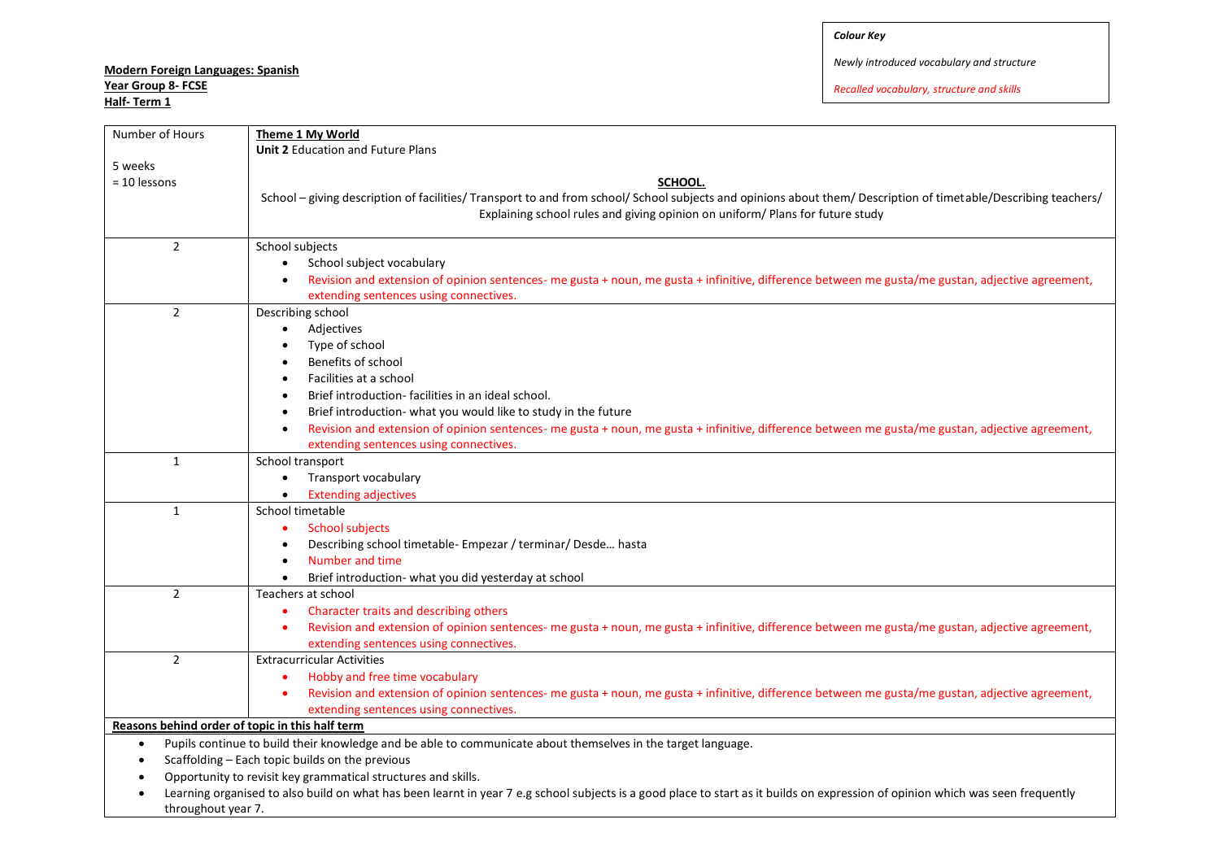*Colour Key*

*Newly introduced vocabulary and structure*

*Recalled vocabulary, structure and skills*

**Modern Foreign Languages: Spanish**
**Year Group 8- FCSE**
**Half- Term 1**

| Number of Hours | **Theme 1 My World** |
|---|---|
| 5 weeks<br>= 10 lessons | **Unit 2** Education and Future Plans<br><br>**SCHOOL.**<br>School – giving description of facilities/ Transport to and from school/ School subjects and opinions about them/ Description of timetable/Describing teachers/ Explaining school rules and giving opinion on uniform/ Plans for future study |
| 2 | School subjects<br>• School subject vocabulary<br>• Revision and extension of opinion sentences- me gusta + noun, me gusta + infinitive, difference between me gusta/me gustan, adjective agreement, extending sentences using connectives. |
| 2 | Describing school<br>• Adjectives<br>• Type of school<br>• Benefits of school<br>• Facilities at a school<br>• Brief introduction- facilities in an ideal school.<br>• Brief introduction- what you would like to study in the future<br>• Revision and extension of opinion sentences- me gusta + noun, me gusta + infinitive, difference between me gusta/me gustan, adjective agreement, extending sentences using connectives. |
| 1 | School transport<br>• Transport vocabulary<br>• Extending adjectives |
| 1 | School timetable<br>• School subjects<br>• Describing school timetable- Empezar / terminar/ Desde… hasta<br>• Number and time<br>• Brief introduction- what you did yesterday at school |
| 2 | Teachers at school<br>• Character traits and describing others<br>• Revision and extension of opinion sentences- me gusta + noun, me gusta + infinitive, difference between me gusta/me gustan, adjective agreement, extending sentences using connectives. |
| 2 | Extracurricular Activities<br>• Hobby and free time vocabulary<br>• Revision and extension of opinion sentences- me gusta + noun, me gusta + infinitive, difference between me gusta/me gustan, adjective agreement, extending sentences using connectives. |

**Reasons behind order of topic in this half term**

- Pupils continue to build their knowledge and be able to communicate about themselves in the target language.
- Scaffolding – Each topic builds on the previous
- Opportunity to revisit key grammatical structures and skills.
- Learning organised to also build on what has been learnt in year 7 e.g school subjects is a good place to start as it builds on expression of opinion which was seen frequently throughout year 7.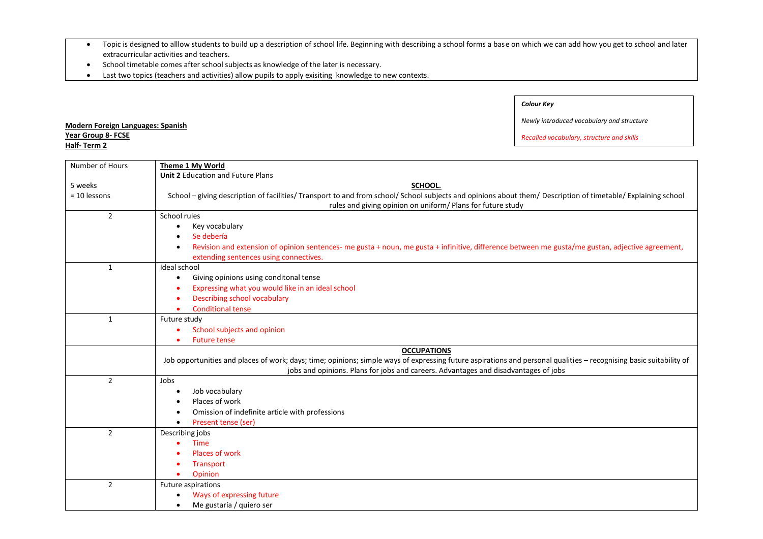- Topic is designed to alllow students to build up a description of school life. Beginning with describing a school forms a base on which we can add how you get to school and later extracurricular activities and teachers.
- School timetable comes after school subjects as knowledge of the later is necessary.
- Last two topics (teachers and activities) allow pupils to apply exisiting knowledge to new contexts.

**Modern Foreign Languages: Spanish**
**Year Group 8- FCSE**
**Half- Term 2**

*Colour Key*

*Newly introduced vocabulary and structure*

*Recalled vocabulary, structure and skills*

| Number of Hours | |
|---|---|
| 5 weeks<br>= 10 lessons | **Theme 1 My World**<br>**Unit 2** Education and Future Plans<br>**SCHOOL.**<br>School – giving description of facilities/ Transport to and from school/ School subjects and opinions about them/ Description of timetable/ Explaining school rules and giving opinion on uniform/ Plans for future study |
| 2 | School rules<br>• Key vocabulary<br>• Se debería<br>• Revision and extension of opinion sentences- me gusta + noun, me gusta + infinitive, difference between me gusta/me gustan, adjective agreement, extending sentences using connectives. |
| 1 | Ideal school<br>• Giving opinions using conditonal tense<br>• Expressing what you would like in an ideal school<br>• Describing school vocabulary<br>• Conditional tense |
| 1 | Future study<br>• School subjects and opinion<br>• Future tense |
| | **OCCUPATIONS**<br>Job opportunities and places of work; days; time; opinions; simple ways of expressing future aspirations and personal qualities – recognising basic suitability of jobs and opinions. Plans for jobs and careers. Advantages and disadvantages of jobs |
| 2 | Jobs<br>• Job vocabulary<br>• Places of work<br>• Omission of indefinite article with professions<br>• Present tense (ser) |
| 2 | Describing jobs<br>• Time<br>• Places of work<br>• Transport<br>• Opinion |
| 2 | Future aspirations<br>• Ways of expressing future<br>• Me gustaría / quiero ser |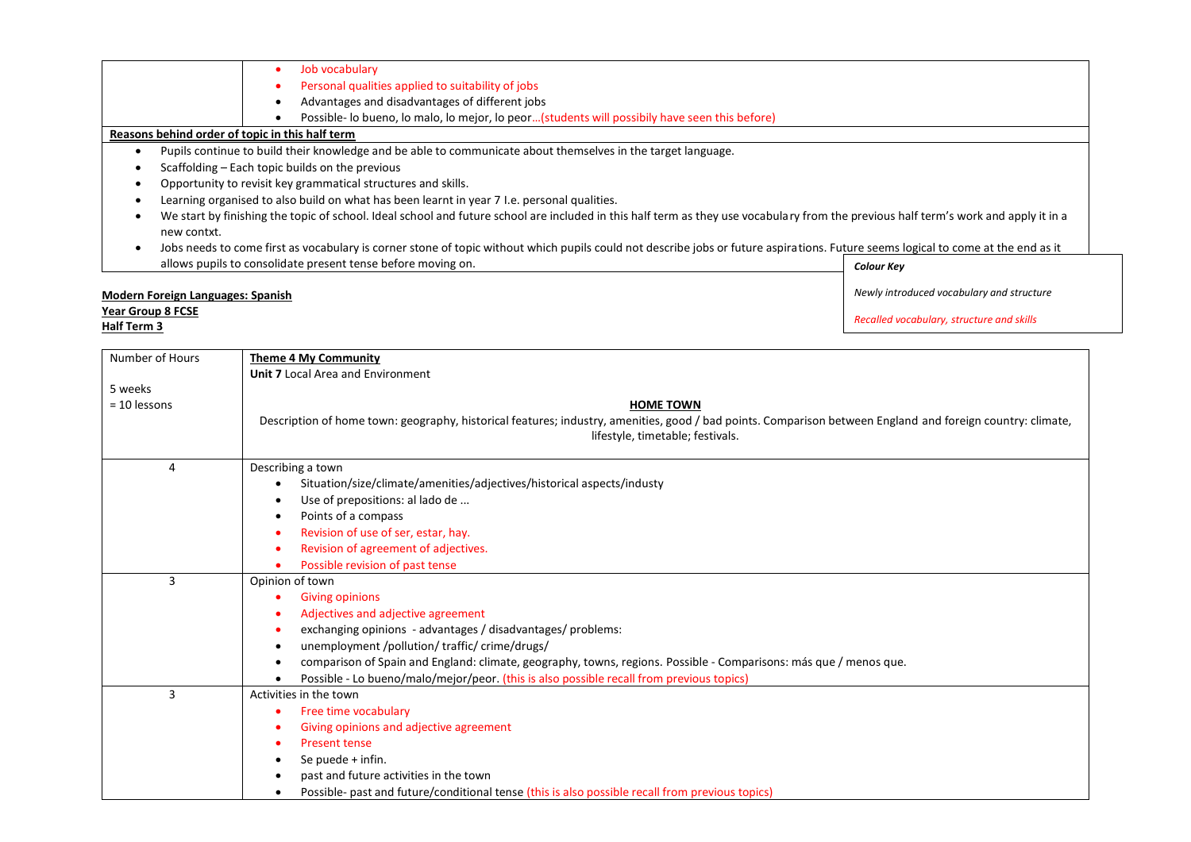| | |
|---|---|
| | • Job vocabulary<br>• Personal qualities applied to suitability of jobs<br>• Advantages and disadvantages of different jobs<br>• Possible- lo bueno, lo malo, lo mejor, lo peor…(students will possibly have seen this before) |

**Reasons behind order of topic in this half term**

- Pupils continue to build their knowledge and be able to communicate about themselves in the target language.
- Scaffolding – Each topic builds on the previous
- Opportunity to revisit key grammatical structures and skills.
- Learning organised to also build on what has been learnt in year 7 I.e. personal qualities.
- We start by finishing the topic of school. Ideal school and future school are included in this half term as they use vocabulary from the previous half term's work and apply it in a new contxt.
- Jobs needs to come first as vocabulary is corner stone of topic without which pupils could not describe jobs or future aspirations. Future seems logical to come at the end as it allows pupils to consolidate present tense before moving on.

***Colour Key***

*Newly introduced vocabulary and structure*

*Recalled vocabulary, structure and skills*

**Modern Foreign Languages: Spanish**
**Year Group 8 FCSE**
**Half Term 3**

| Number of Hours<br><br>5 weeks<br>= 10 lessons | **Theme 4 My Community**<br>**Unit 7** Local Area and Environment<br><br>**HOME TOWN**<br>Description of home town: geography, historical features; industry, amenities, good / bad points. Comparison between England and foreign country: climate, lifestyle, timetable; festivals. |
|---|---|
| 4 | Describing a town<br>• Situation/size/climate/amenities/adjectives/historical aspects/industy<br>• Use of prepositions: al lado de …<br>• Points of a compass<br>• Revision of use of ser, estar, hay.<br>• Revision of agreement of adjectives.<br>• Possible revision of past tense |
| 3 | Opinion of town<br>• Giving opinions<br>• Adjectives and adjective agreement<br>• exchanging opinions - advantages / disadvantages/ problems:<br>• unemployment /pollution/ traffic/ crime/drugs/<br>• comparison of Spain and England: climate, geography, towns, regions. Possible - Comparisons: más que / menos que.<br>• Possible - Lo bueno/malo/mejor/peor. (this is also possible recall from previous topics) |
| 3 | Activities in the town<br>• Free time vocabulary<br>• Giving opinions and adjective agreement<br>• Present tense<br>• Se puede + infin.<br>• past and future activities in the town<br>• Possible- past and future/conditional tense (this is also possible recall from previous topics) |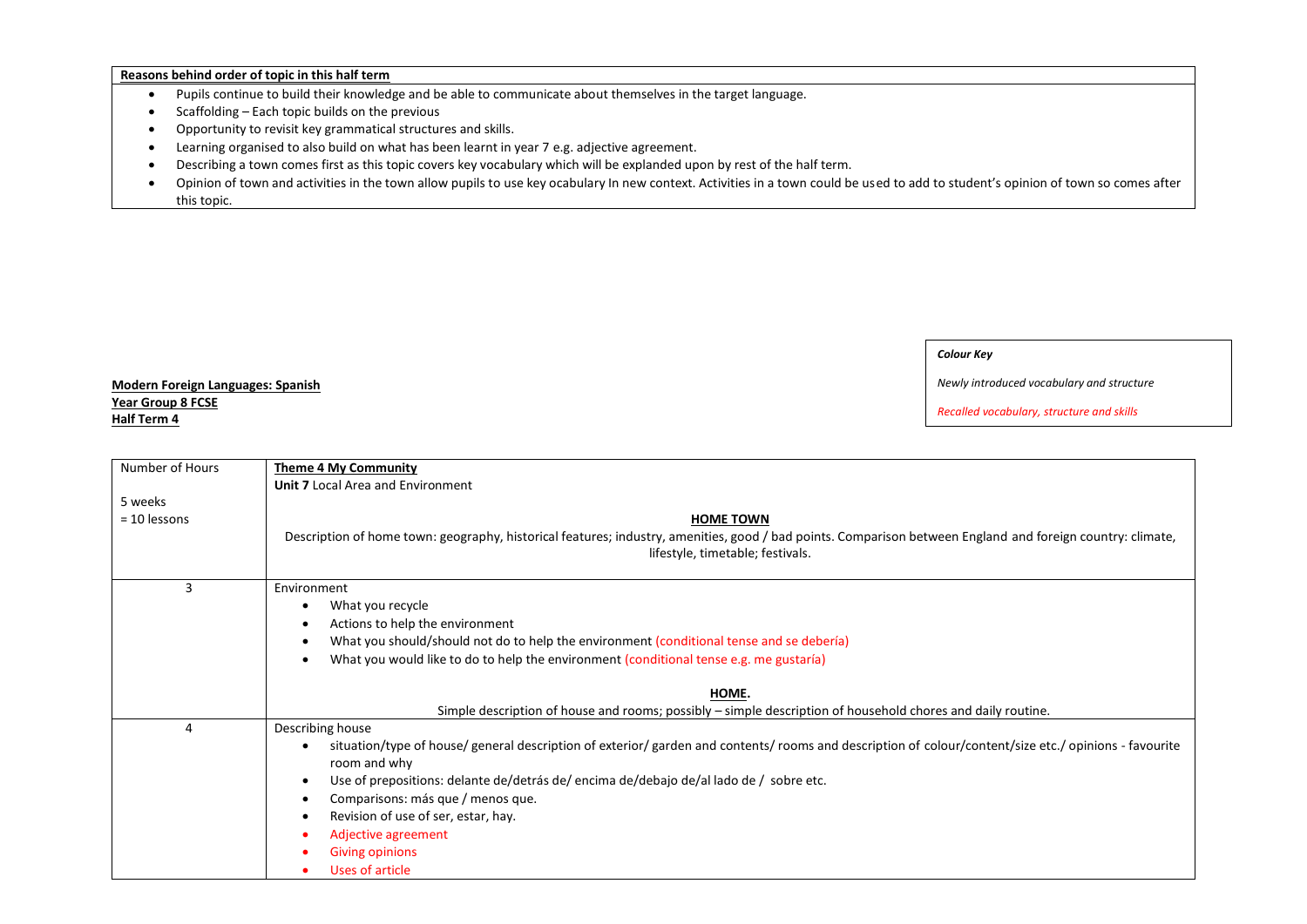| **Reasons behind order of topic in this half term** |
| --- |
| • Pupils continue to build their knowledge and be able to communicate about themselves in the target language.<br>• Scaffolding – Each topic builds on the previous<br>• Opportunity to revisit key grammatical structures and skills.<br>• Learning organised to also build on what has been learnt in year 7 e.g. adjective agreement.<br>• Describing a town comes first as this topic covers key vocabulary which will be explanded upon by rest of the half term.<br>• Opinion of town and activities in the town allow pupils to use key ocabulary In new context. Activities in a town could be used to add to student's opinion of town so comes after this topic. |

**Modern Foreign Languages: Spanish**
**Year Group 8 FCSE**
**Half Term 4**

***Colour Key***

*Newly introduced vocabulary and structure*

*Recalled vocabulary, structure and skills*

| Number of Hours | **Theme 4 My Community** |
| --- | --- |
| 5 weeks<br>= 10 lessons | **Unit 7** Local Area and Environment<br><br>**HOME TOWN**<br>Description of home town: geography, historical features; industry, amenities, good / bad points. Comparison between England and foreign country: climate, lifestyle, timetable; festivals. |
| 3 | Environment<br>• What you recycle<br>• Actions to help the environment<br>• What you should/should not do to help the environment (conditional tense and se debería)<br>• What you would like to do to help the environment (conditional tense e.g. me gustaría)<br><br>**HOME.**<br>Simple description of house and rooms; possibly – simple description of household chores and daily routine. |
| 4 | Describing house<br>• situation/type of house/ general description of exterior/ garden and contents/ rooms and description of colour/content/size etc./ opinions - favourite room and why<br>• Use of prepositions: delante de/detrás de/ encima de/debajo de/al lado de / sobre etc.<br>• Comparisons: más que / menos que.<br>• Revision of use of ser, estar, hay.<br>• Adjective agreement<br>• Giving opinions<br>• Uses of article |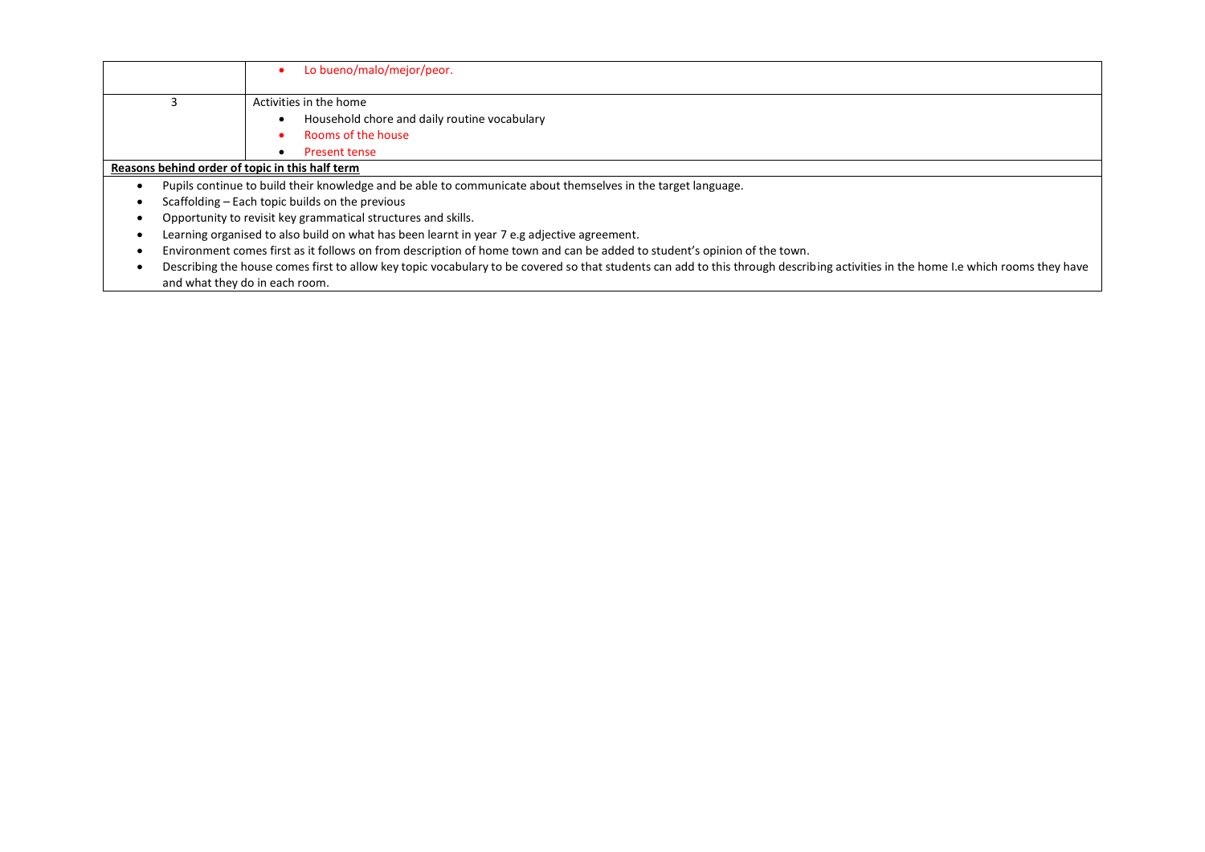| | |
|---|---|
| | • Lo bueno/malo/mejor/peor. |
| 3 | Activities in the home<br>• Household chore and daily routine vocabulary<br>• Rooms of the house<br>• Present tense |

**Reasons behind order of topic in this half term**

- Pupils continue to build their knowledge and be able to communicate about themselves in the target language.
- Scaffolding – Each topic builds on the previous
- Opportunity to revisit key grammatical structures and skills.
- Learning organised to also build on what has been learnt in year 7 e.g adjective agreement.
- Environment comes first as it follows on from description of home town and can be added to student's opinion of the town.
- Describing the house comes first to allow key topic vocabulary to be covered so that students can add to this through describing activities in the home I.e which rooms they have and what they do in each room.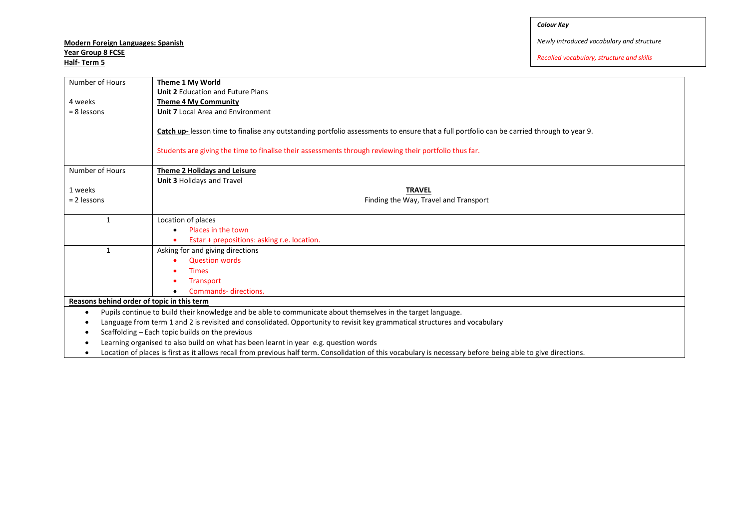*Colour Key*

*Newly introduced vocabulary and structure*

*Recalled vocabulary, structure and skills*

**Modern Foreign Languages: Spanish**
**Year Group 8 FCSE**
**Half- Term 5**

| Number of Hours | |
|---|---|
| 4 weeks<br>= 8 lessons | **Theme 1 My World**<br>**Unit 2** Education and Future Plans<br>**Theme 4 My Community**<br>**Unit 7** Local Area and Environment<br><br>**Catch up-** lesson time to finalise any outstanding portfolio assessments to ensure that a full portfolio can be carried through to year 9.<br><br>Students are giving the time to finalise their assessments through reviewing their portfolio thus far. |
| Number of Hours<br><br>1 weeks<br>= 2 lessons | **Theme 2 Holidays and Leisure**<br>**Unit 3** Holidays and Travel<br>**TRAVEL**<br>Finding the Way, Travel and Transport |
| 1 | Location of places<br>• Places in the town<br>• Estar + prepositions: asking r.e. location. |
| 1 | Asking for and giving directions<br>• Question words<br>• Times<br>• Transport<br>• Commands- directions. |

**Reasons behind order of topic in this term**

- Pupils continue to build their knowledge and be able to communicate about themselves in the target language.
- Language from term 1 and 2 is revisited and consolidated. Opportunity to revisit key grammatical structures and vocabulary
- Scaffolding – Each topic builds on the previous
- Learning organised to also build on what has been learnt in year e.g. question words
- Location of places is first as it allows recall from previous half term. Consolidation of this vocabulary is necessary before being able to give directions.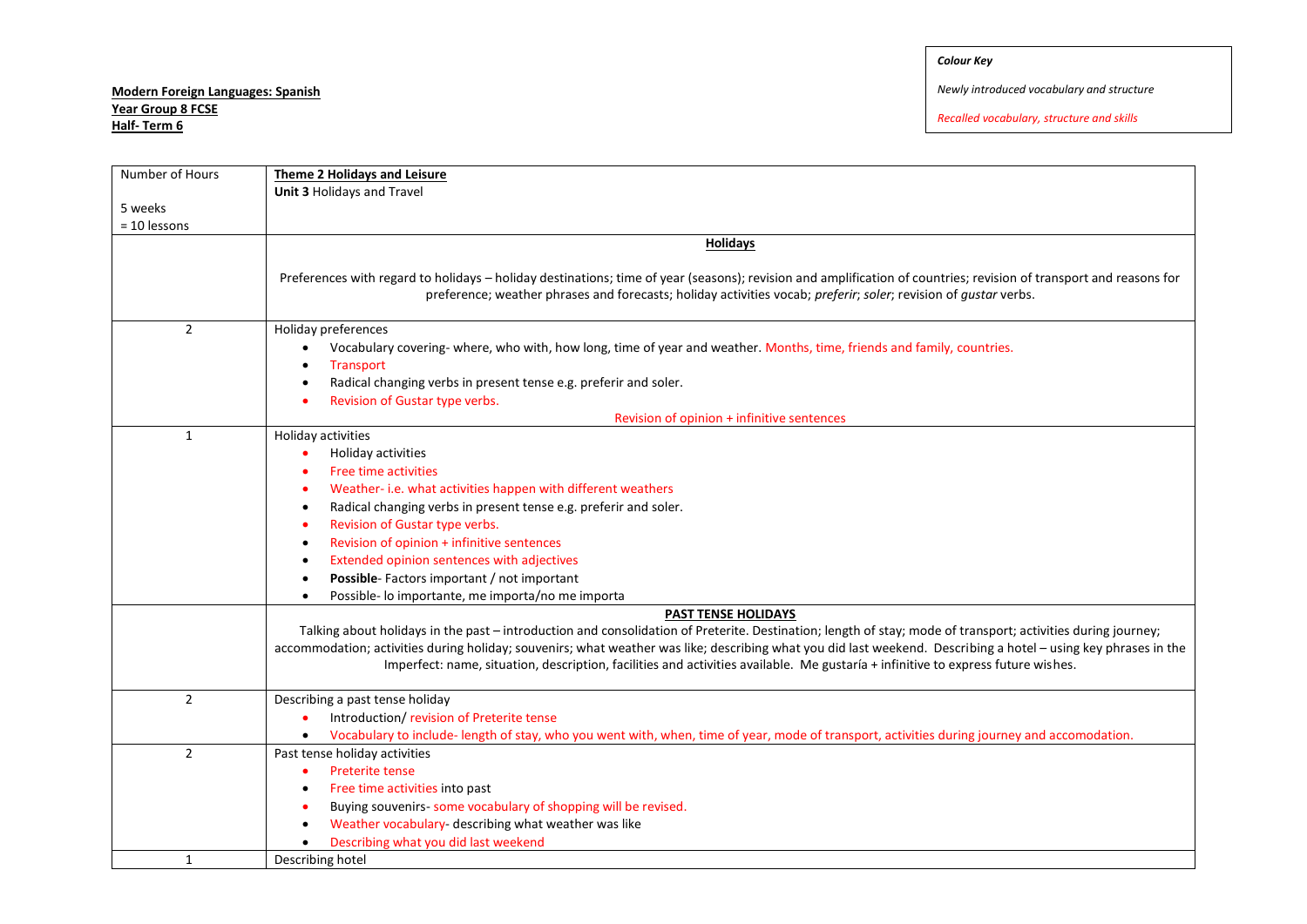**Modern Foreign Languages: Spanish**
**Year Group 8 FCSE**
**Half- Term 6**

*Colour Key*

*Newly introduced vocabulary and structure*

*Recalled vocabulary, structure and skills*

| Number of Hours<br><br>5 weeks<br>= 10 lessons | **Theme 2 Holidays and Leisure**<br>**Unit 3** Holidays and Travel |
|---|---|
| | **Holidays**<br><br>Preferences with regard to holidays – holiday destinations; time of year (seasons); revision and amplification of countries; revision of transport and reasons for preference; weather phrases and forecasts; holiday activities vocab; *preferir*; *soler*; revision of *gustar* verbs. |
| 2 | Holiday preferences<br>• Vocabulary covering- where, who with, how long, time of year and weather. Months, time, friends and family, countries.<br>• Transport<br>• Radical changing verbs in present tense e.g. preferir and soler.<br>• Revision of Gustar type verbs.<br>Revision of opinion + infinitive sentences |
| 1 | Holiday activities<br>• Holiday activities<br>• Free time activities<br>• Weather- i.e. what activities happen with different weathers<br>• Radical changing verbs in present tense e.g. preferir and soler.<br>• Revision of Gustar type verbs.<br>• Revision of opinion + infinitive sentences<br>• Extended opinion sentences with adjectives<br>• **Possible**- Factors important / not important<br>• Possible- lo importante, me importa/no me importa |
| | **PAST TENSE HOLIDAYS**<br>Talking about holidays in the past – introduction and consolidation of Preterite. Destination; length of stay; mode of transport; activities during journey; accommodation; activities during holiday; souvenirs; what weather was like; describing what you did last weekend. Describing a hotel – using key phrases in the Imperfect: name, situation, description, facilities and activities available. Me gustaría + infinitive to express future wishes. |
| 2 | Describing a past tense holiday<br>• Introduction/ revision of Preterite tense<br>• Vocabulary to include- length of stay, who you went with, when, time of year, mode of transport, activities during journey and accomodation. |
| 2 | Past tense holiday activities<br>• Preterite tense<br>• Free time activities into past<br>• Buying souvenirs- some vocabulary of shopping will be revised.<br>• Weather vocabulary- describing what weather was like<br>• Describing what you did last weekend |
| 1 | Describing hotel |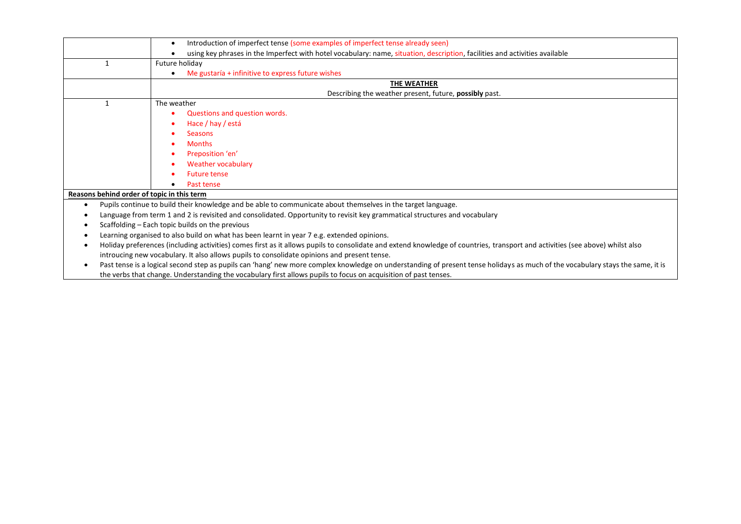| | |
|---|---|
| | • Introduction of imperfect tense (some examples of imperfect tense already seen)<br>• using key phrases in the Imperfect with hotel vocabulary: name, situation, description, facilities and activities available |
| 1 | Future holiday<br>• Me gustaría + infinitive to express future wishes |
| | **THE WEATHER**<br>Describing the weather present, future, **possibly** past. |
| 1 | The weather<br>• Questions and question words.<br>• Hace / hay / está<br>• Seasons<br>• Months<br>• Preposition 'en'<br>• Weather vocabulary<br>• Future tense<br>• Past tense |

**Reasons behind order of topic in this term**

- Pupils continue to build their knowledge and be able to communicate about themselves in the target language.
- Language from term 1 and 2 is revisited and consolidated. Opportunity to revisit key grammatical structures and vocabulary
- Scaffolding – Each topic builds on the previous
- Learning organised to also build on what has been learnt in year 7 e.g. extended opinions.
- Holiday preferences (including activities) comes first as it allows pupils to consolidate and extend knowledge of countries, transport and activities (see above) whilst also introucing new vocabulary. It also allows pupils to consolidate opinions and present tense.
- Past tense is a logical second step as pupils can 'hang' new more complex knowledge on understanding of present tense holidays as much of the vocabulary stays the same, it is the verbs that change. Understanding the vocabulary first allows pupils to focus on acquisition of past tenses.